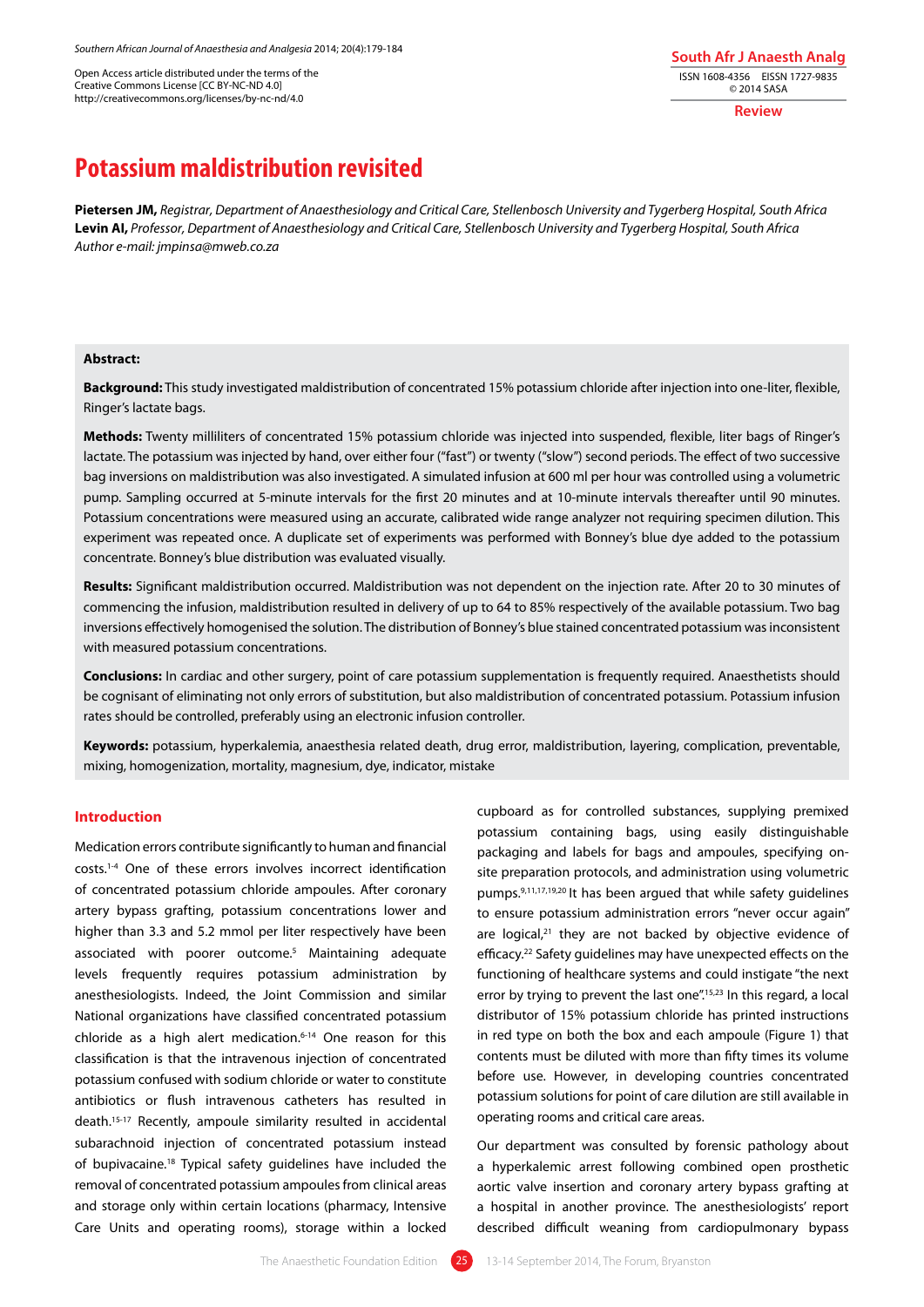Open Access article distributed under the terms of the Creative Commons License [CC BY-NC-ND 4.0] http://creativecommons.org/licenses/by-nc-nd/4.0

**Review**

# Potassium maldistribution revisited

**Pietersen JM,** *Registrar, Department of Anaesthesiology and Critical Care, Stellenbosch University and Tygerberg Hospital, South Africa*
**Levin AI,** *Professor, Department of Anaesthesiology and Critical Care, Stellenbosch University and Tygerberg Hospital, South Africa*
*Author e-mail: jmpinsa@mweb.co.za*

**Abstract:**

**Background:** This study investigated maldistribution of concentrated 15% potassium chloride after injection into one-liter, flexible, Ringer's lactate bags.

**Methods:** Twenty milliliters of concentrated 15% potassium chloride was injected into suspended, flexible, liter bags of Ringer's lactate. The potassium was injected by hand, over either four ("fast") or twenty ("slow") second periods. The effect of two successive bag inversions on maldistribution was also investigated. A simulated infusion at 600 ml per hour was controlled using a volumetric pump. Sampling occurred at 5-minute intervals for the first 20 minutes and at 10-minute intervals thereafter until 90 minutes. Potassium concentrations were measured using an accurate, calibrated wide range analyzer not requiring specimen dilution. This experiment was repeated once. A duplicate set of experiments was performed with Bonney's blue dye added to the potassium concentrate. Bonney's blue distribution was evaluated visually.

**Results:** Significant maldistribution occurred. Maldistribution was not dependent on the injection rate. After 20 to 30 minutes of commencing the infusion, maldistribution resulted in delivery of up to 64 to 85% respectively of the available potassium. Two bag inversions effectively homogenised the solution. The distribution of Bonney's blue stained concentrated potassium was inconsistent with measured potassium concentrations.

**Conclusions:** In cardiac and other surgery, point of care potassium supplementation is frequently required. Anaesthetists should be cognisant of eliminating not only errors of substitution, but also maldistribution of concentrated potassium. Potassium infusion rates should be controlled, preferably using an electronic infusion controller.

**Keywords:** potassium, hyperkalemia, anaesthesia related death, drug error, maldistribution, layering, complication, preventable, mixing, homogenization, mortality, magnesium, dye, indicator, mistake

## Introduction

Medication errors contribute significantly to human and financial costs.[1-4] One of these errors involves incorrect identification of concentrated potassium chloride ampoules. After coronary artery bypass grafting, potassium concentrations lower and higher than 3.3 and 5.2 mmol per liter respectively have been associated with poorer outcome.[5] Maintaining adequate levels frequently requires potassium administration by anesthesiologists. Indeed, the Joint Commission and similar National organizations have classified concentrated potassium chloride as a high alert medication.[6-14] One reason for this classification is that the intravenous injection of concentrated potassium confused with sodium chloride or water to constitute antibiotics or flush intravenous catheters has resulted in death.[15-17] Recently, ampoule similarity resulted in accidental subarachnoid injection of concentrated potassium instead of bupivacaine.[18] Typical safety guidelines have included the removal of concentrated potassium ampoules from clinical areas and storage only within certain locations (pharmacy, Intensive Care Units and operating rooms), storage within a locked cupboard as for controlled substances, supplying premixed potassium containing bags, using easily distinguishable packaging and labels for bags and ampoules, specifying on-site preparation protocols, and administration using volumetric pumps.[9,11,17,19,20] It has been argued that while safety guidelines to ensure potassium administration errors "never occur again" are logical,[21] they are not backed by objective evidence of efficacy.[22] Safety guidelines may have unexpected effects on the functioning of healthcare systems and could instigate "the next error by trying to prevent the last one".[15,23] In this regard, a local distributor of 15% potassium chloride has printed instructions in red type on both the box and each ampoule (Figure 1) that contents must be diluted with more than fifty times its volume before use. However, in developing countries concentrated potassium solutions for point of care dilution are still available in operating rooms and critical care areas.

Our department was consulted by forensic pathology about a hyperkalemic arrest following combined open prosthetic aortic valve insertion and coronary artery bypass grafting at a hospital in another province. The anesthesiologists' report described difficult weaning from cardiopulmonary bypass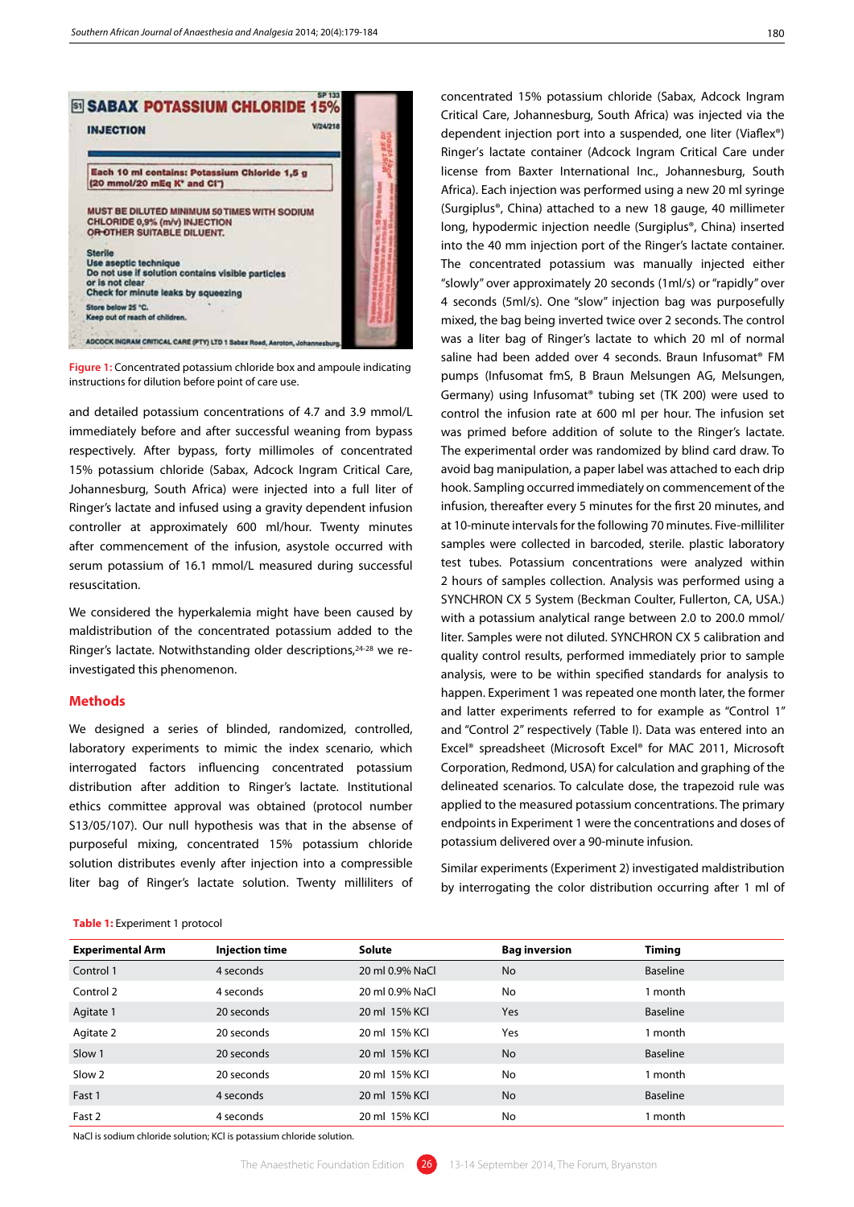Figure 1: Concentrated potassium chloride box and ampoule indicating instructions for dilution before point of care use.

and detailed potassium concentrations of 4.7 and 3.9 mmol/L immediately before and after successful weaning from bypass respectively. After bypass, forty millimoles of concentrated 15% potassium chloride (Sabax, Adcock Ingram Critical Care, Johannesburg, South Africa) were injected into a full liter of Ringer's lactate and infused using a gravity dependent infusion controller at approximately 600 ml/hour. Twenty minutes after commencement of the infusion, asystole occurred with serum potassium of 16.1 mmol/L measured during successful resuscitation.

We considered the hyperkalemia might have been caused by maldistribution of the concentrated potassium added to the Ringer's lactate. Notwithstanding older descriptions,[24-28] we re-investigated this phenomenon.

## Methods

We designed a series of blinded, randomized, controlled, laboratory experiments to mimic the index scenario, which interrogated factors influencing concentrated potassium distribution after addition to Ringer's lactate. Institutional ethics committee approval was obtained (protocol number S13/05/107). Our null hypothesis was that in the absense of purposeful mixing, concentrated 15% potassium chloride solution distributes evenly after injection into a compressible liter bag of Ringer's lactate solution. Twenty milliliters of concentrated 15% potassium chloride (Sabax, Adcock Ingram Critical Care, Johannesburg, South Africa) was injected via the dependent injection port into a suspended, one liter (Viaflex®) Ringer's lactate container (Adcock Ingram Critical Care under license from Baxter International Inc., Johannesburg, South Africa). Each injection was performed using a new 20 ml syringe (Surgiplus®, China) attached to a new 18 gauge, 40 millimeter long, hypodermic injection needle (Surgiplus®, China) inserted into the 40 mm injection port of the Ringer's lactate container. The concentrated potassium was manually injected either "slowly" over approximately 20 seconds (1ml/s) or "rapidly" over 4 seconds (5ml/s). One "slow" injection bag was purposefully mixed, the bag being inverted twice over 2 seconds. The control was a liter bag of Ringer's lactate to which 20 ml of normal saline had been added over 4 seconds. Braun Infusomat® FM pumps (Infusomat fmS, B Braun Melsungen AG, Melsungen, Germany) using Infusomat® tubing set (TK 200) were used to control the infusion rate at 600 ml per hour. The infusion set was primed before addition of solute to the Ringer's lactate. The experimental order was randomized by blind card draw. To avoid bag manipulation, a paper label was attached to each drip hook. Sampling occurred immediately on commencement of the infusion, thereafter every 5 minutes for the first 20 minutes, and at 10-minute intervals for the following 70 minutes. Five-milliliter samples were collected in barcoded, sterile. plastic laboratory test tubes. Potassium concentrations were analyzed within 2 hours of samples collection. Analysis was performed using a SYNCHRON CX 5 System (Beckman Coulter, Fullerton, CA, USA.) with a potassium analytical range between 2.0 to 200.0 mmol/liter. Samples were not diluted. SYNCHRON CX 5 calibration and quality control results, performed immediately prior to sample analysis, were to be within specified standards for analysis to happen. Experiment 1 was repeated one month later, the former and latter experiments referred to for example as "Control 1" and "Control 2" respectively (Table I). Data was entered into an Excel® spreadsheet (Microsoft Excel® for MAC 2011, Microsoft Corporation, Redmond, USA) for calculation and graphing of the delineated scenarios. To calculate dose, the trapezoid rule was applied to the measured potassium concentrations. The primary endpoints in Experiment 1 were the concentrations and doses of potassium delivered over a 90-minute infusion.

Similar experiments (Experiment 2) investigated maldistribution by interrogating the color distribution occurring after 1 ml of

Table 1: Experiment 1 protocol

| Experimental Arm | Injection time | Solute | Bag inversion | Timing |
|---|---|---|---|---|
| Control 1 | 4 seconds | 20 ml 0.9% NaCl | No | Baseline |
| Control 2 | 4 seconds | 20 ml 0.9% NaCl | No | 1 month |
| Agitate 1 | 20 seconds | 20 ml 15% KCl | Yes | Baseline |
| Agitate 2 | 20 seconds | 20 ml 15% KCl | Yes | 1 month |
| Slow 1 | 20 seconds | 20 ml 15% KCl | No | Baseline |
| Slow 2 | 20 seconds | 20 ml 15% KCl | No | 1 month |
| Fast 1 | 4 seconds | 20 ml 15% KCl | No | Baseline |
| Fast 2 | 4 seconds | 20 ml 15% KCl | No | 1 month |

NaCl is sodium chloride solution; KCl is potassium chloride solution.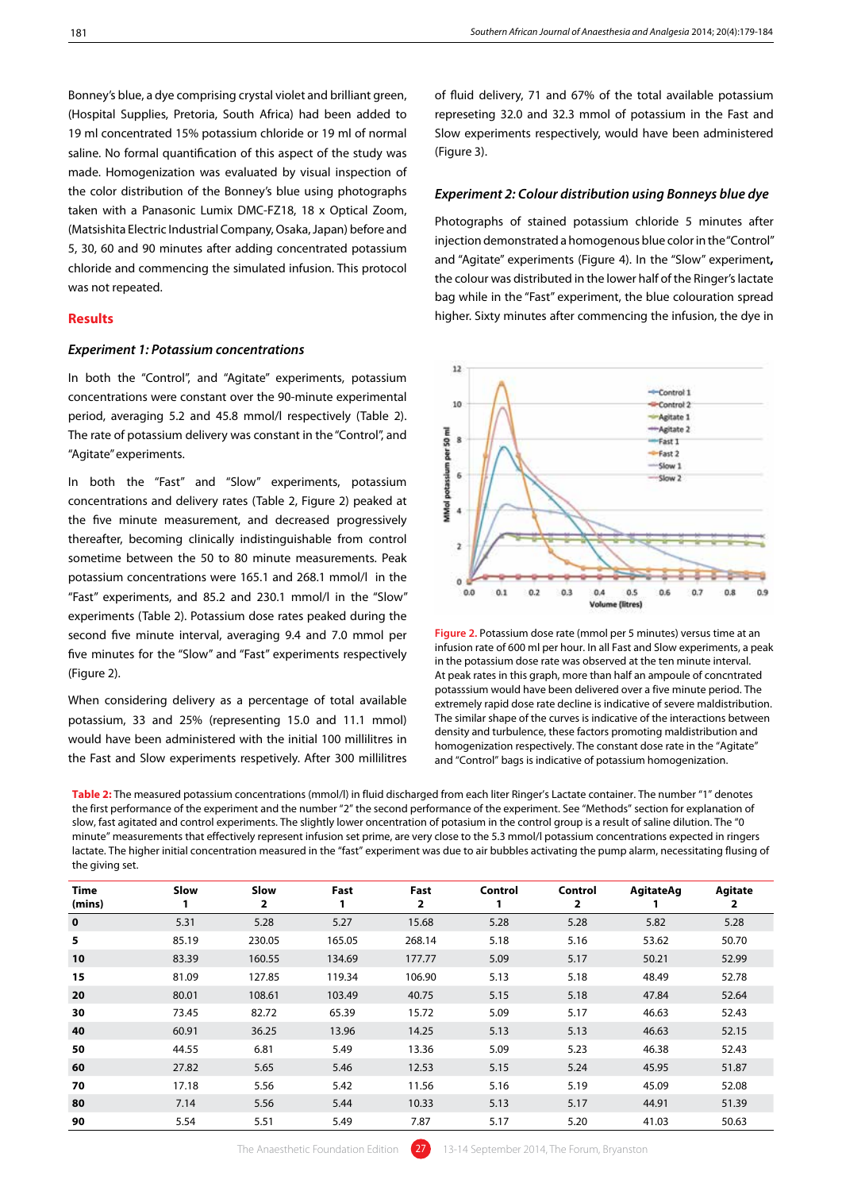Bonney's blue, a dye comprising crystal violet and brilliant green, (Hospital Supplies, Pretoria, South Africa) had been added to 19 ml concentrated 15% potassium chloride or 19 ml of normal saline. No formal quantification of this aspect of the study was made. Homogenization was evaluated by visual inspection of the color distribution of the Bonney's blue using photographs taken with a Panasonic Lumix DMC-FZ18, 18 x Optical Zoom, (Matsishita Electric Industrial Company, Osaka, Japan) before and 5, 30, 60 and 90 minutes after adding concentrated potassium chloride and commencing the simulated infusion. This protocol was not repeated.

## Results

### *Experiment 1: Potassium concentrations*

In both the "Control", and "Agitate" experiments, potassium concentrations were constant over the 90-minute experimental period, averaging 5.2 and 45.8 mmol/l respectively (Table 2). The rate of potassium delivery was constant in the "Control", and "Agitate" experiments.

In both the "Fast" and "Slow" experiments, potassium concentrations and delivery rates (Table 2, Figure 2) peaked at the five minute measurement, and decreased progressively thereafter, becoming clinically indistinguishable from control sometime between the 50 to 80 minute measurements. Peak potassium concentrations were 165.1 and 268.1 mmol/l in the "Fast" experiments, and 85.2 and 230.1 mmol/l in the "Slow" experiments (Table 2). Potassium dose rates peaked during the second five minute interval, averaging 9.4 and 7.0 mmol per five minutes for the "Slow" and "Fast" experiments respectively (Figure 2).

When considering delivery as a percentage of total available potassium, 33 and 25% (representing 15.0 and 11.1 mmol) would have been administered with the initial 100 millilitres in the Fast and Slow experiments respetively. After 300 millilitres of fluid delivery, 71 and 67% of the total available potassium represeting 32.0 and 32.3 mmol of potassium in the Fast and Slow experiments respectively, would have been administered (Figure 3).

### *Experiment 2: Colour distribution using Bonneys blue dye*

Photographs of stained potassium chloride 5 minutes after injection demonstrated a homogenous blue color in the "Control" and "Agitate" experiments (Figure 4). In the "Slow" experiment, the colour was distributed in the lower half of the Ringer's lactate bag while in the "Fast" experiment, the blue colouration spread higher. Sixty minutes after commencing the infusion, the dye in

**Figure 2.** Potassium dose rate (mmol per 5 minutes) versus time at an infusion rate of 600 ml per hour. In all Fast and Slow experiments, a peak in the potassium dose rate was observed at the ten minute interval. At peak rates in this graph, more than half an ampoule of concntrated potasssium would have been delivered over a five minute period. The extremely rapid dose rate decline is indicative of severe maldistribution. The similar shape of the curves is indicative of the interactions between density and turbulence, these factors promoting maldistribution and homogenization respectively. The constant dose rate in the "Agitate" and "Control" bags is indicative of potassium homogenization.

**Table 2:** The measured potassium concentrations (mmol/l) in fluid discharged from each liter Ringer's Lactate container. The number "1" denotes the first performance of the experiment and the number "2" the second performance of the experiment. See "Methods" section for explanation of slow, fast agitated and control experiments. The slightly lower oncentration of potasium in the control group is a result of saline dilution. The "0 minute" measurements that effectively represent infusion set prime, are very close to the 5.3 mmol/l potassium concentrations expected in ringers lactate. The higher initial concentration measured in the "fast" experiment was due to air bubbles activating the pump alarm, necessitating flushing of the giving set.

| Time (mins) | Slow 1 | Slow 2 | Fast 1 | Fast 2 | Control 1 | Control 2 | AgitateAg 1 | Agitate 2 |
|---|---|---|---|---|---|---|---|---|
| **0** | 5.31 | 5.28 | 5.27 | 15.68 | 5.28 | 5.28 | 5.82 | 5.28 |
| **5** | 85.19 | 230.05 | 165.05 | 268.14 | 5.18 | 5.16 | 53.62 | 50.70 |
| **10** | 83.39 | 160.55 | 134.69 | 177.77 | 5.09 | 5.17 | 50.21 | 52.99 |
| **15** | 81.09 | 127.85 | 119.34 | 106.90 | 5.13 | 5.18 | 48.49 | 52.78 |
| **20** | 80.01 | 108.61 | 103.49 | 40.75 | 5.15 | 5.18 | 47.84 | 52.64 |
| **30** | 73.45 | 82.72 | 65.39 | 15.72 | 5.09 | 5.17 | 46.63 | 52.43 |
| **40** | 60.91 | 36.25 | 13.96 | 14.25 | 5.13 | 5.13 | 46.63 | 52.15 |
| **50** | 44.55 | 6.81 | 5.49 | 13.36 | 5.09 | 5.23 | 46.38 | 52.43 |
| **60** | 27.82 | 5.65 | 5.46 | 12.53 | 5.15 | 5.24 | 45.95 | 51.87 |
| **70** | 17.18 | 5.56 | 5.42 | 11.56 | 5.16 | 5.19 | 45.09 | 52.08 |
| **80** | 7.14 | 5.56 | 5.44 | 10.33 | 5.13 | 5.17 | 44.91 | 51.39 |
| **90** | 5.54 | 5.51 | 5.49 | 7.87 | 5.17 | 5.20 | 41.03 | 50.63 |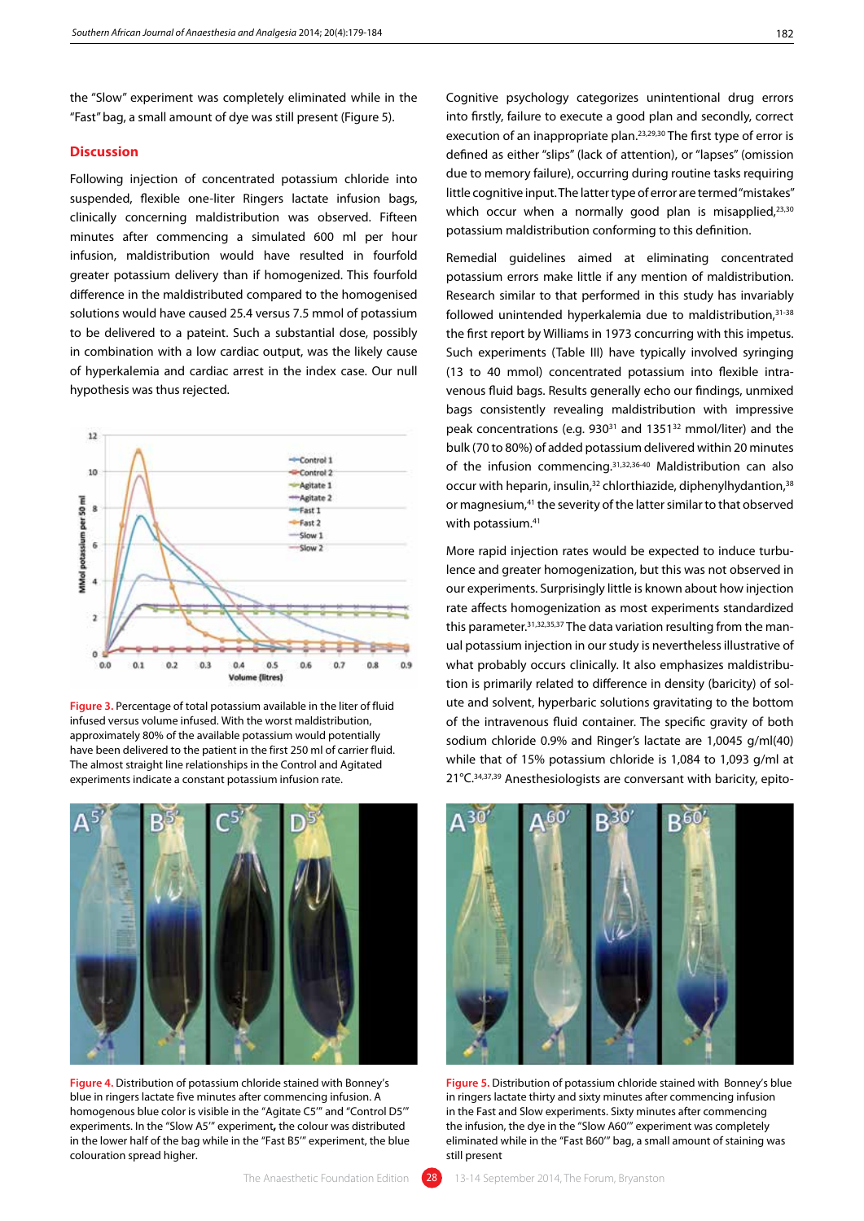the "Slow" experiment was completely eliminated while in the "Fast" bag, a small amount of dye was still present (Figure 5).

## Discussion

Following injection of concentrated potassium chloride into suspended, flexible one-liter Ringers lactate infusion bags, clinically concerning maldistribution was observed. Fifteen minutes after commencing a simulated 600 ml per hour infusion, maldistribution would have resulted in fourfold greater potassium delivery than if homogenized. This fourfold difference in the maldistributed compared to the homogenised solutions would have caused 25.4 versus 7.5 mmol of potassium to be delivered to a pateint. Such a substantial dose, possibly in combination with a low cardiac output, was the likely cause of hyperkalemia and cardiac arrest in the index case. Our null hypothesis was thus rejected.

**Figure 3.** Percentage of total potassium available in the liter of fluid infused versus volume infused. With the worst maldistribution, approximately 80% of the available potassium would potentially have been delivered to the patient in the first 250 ml of carrier fluid. The almost straight line relationships in the Control and Agitated experiments indicate a constant potassium infusion rate.

**Figure 4.** Distribution of potassium chloride stained with Bonney's blue in ringers lactate five minutes after commencing infusion. A homogenous blue color is visible in the "Agitate C5'" and "Control D5'" experiments. In the "Slow A5'" experiment**,** the colour was distributed in the lower half of the bag while in the "Fast B5'" experiment, the blue colouration spread higher.

Cognitive psychology categorizes unintentional drug errors into firstly, failure to execute a good plan and secondly, correct execution of an inappropriate plan.[23,29,30] The first type of error is defined as either "slips" (lack of attention), or "lapses" (omission due to memory failure), occurring during routine tasks requiring little cognitive input. The latter type of error are termed "mistakes" which occur when a normally good plan is misapplied,[23,30] potassium maldistribution conforming to this definition.

Remedial guidelines aimed at eliminating concentrated potassium errors make little if any mention of maldistribution. Research similar to that performed in this study has invariably followed unintended hyperkalemia due to maldistribution,[31-38] the first report by Williams in 1973 concurring with this impetus. Such experiments (Table III) have typically involved syringing (13 to 40 mmol) concentrated potassium into flexible intravenous fluid bags. Results generally echo our findings, unmixed bags consistently revealing maldistribution with impressive peak concentrations (e.g. 930[31] and 1351[32] mmol/liter) and the bulk (70 to 80%) of added potassium delivered within 20 minutes of the infusion commencing.[31,32,36-40] Maldistribution can also occur with heparin, insulin,[32] chlorthiazide, diphenylhydantion,[38] or magnesium,[41] the severity of the latter similar to that observed with potassium.[41]

More rapid injection rates would be expected to induce turbulence and greater homogenization, but this was not observed in our experiments. Surprisingly little is known about how injection rate affects homogenization as most experiments standardized this parameter.[31,32,35,37] The data variation resulting from the manual potassium injection in our study is nevertheless illustrative of what probably occurs clinically. It also emphasizes maldistribution is primarily related to difference in density (baricity) of solute and solvent, hyperbaric solutions gravitating to the bottom of the intravenous fluid container. The specific gravity of both sodium chloride 0.9% and Ringer's lactate are 1,0045 g/ml(40) while that of 15% potassium chloride is 1,084 to 1,093 g/ml at 21°C.[34,37,39] Anesthesiologists are conversant with baricity, epito-

**Figure 5.** Distribution of potassium chloride stained with Bonney's blue in ringers lactate thirty and sixty minutes after commencing infusion in the Fast and Slow experiments. Sixty minutes after commencing the infusion, the dye in the "Slow A60'" experiment was completely eliminated while in the "Fast B60'" bag, a small amount of staining was still present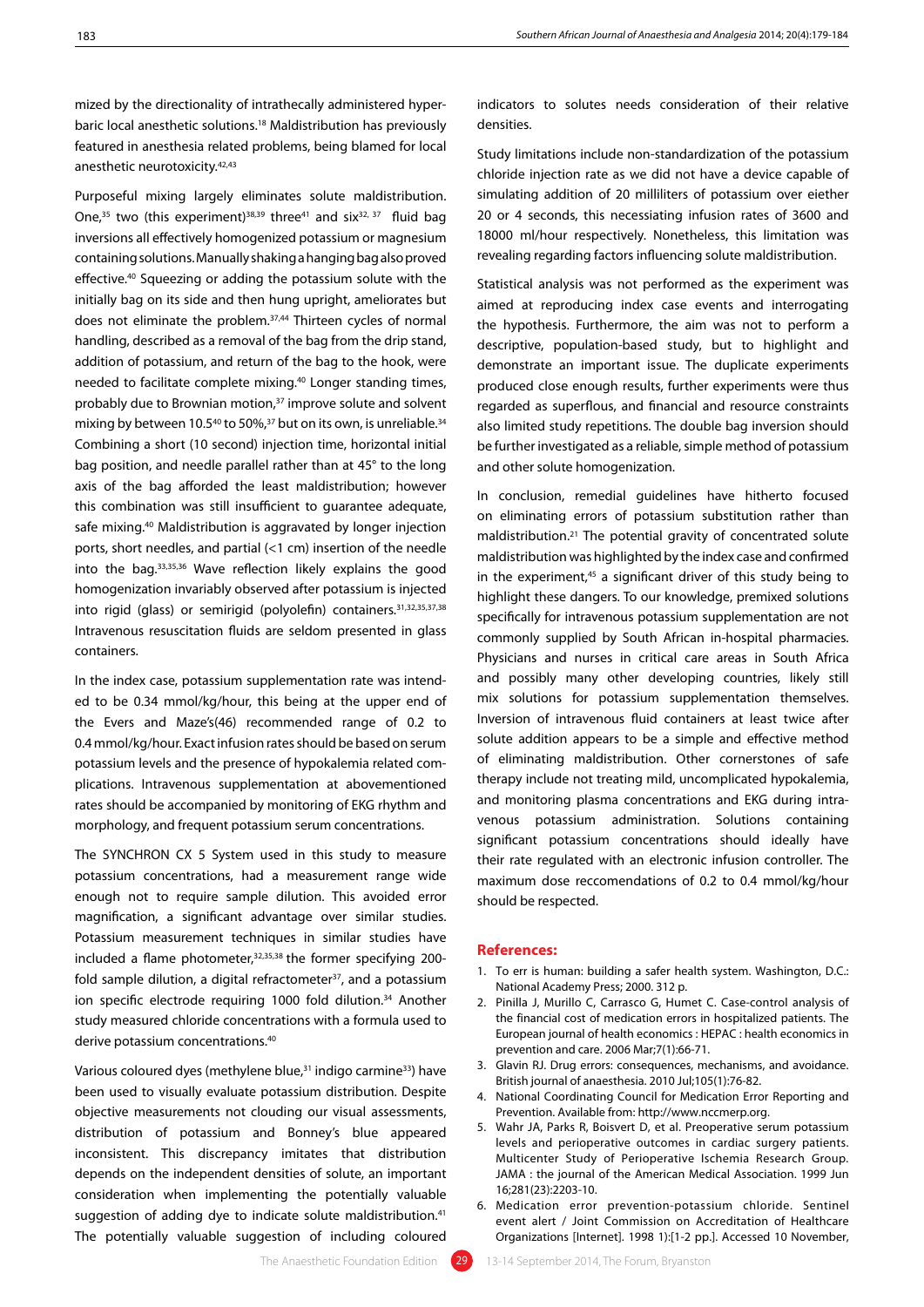mized by the directionality of intrathecally administered hyperbaric local anesthetic solutions.[18] Maldistribution has previously featured in anesthesia related problems, being blamed for local anesthetic neurotoxicity.[42,43]

Purposeful mixing largely eliminates solute maldistribution. One,[35] two (this experiment)[38,39] three[41] and six[32, 37] fluid bag inversions all effectively homogenized potassium or magnesium containing solutions. Manually shaking a hanging bag also proved effective.[40] Squeezing or adding the potassium solute with the initially bag on its side and then hung upright, ameliorates but does not eliminate the problem.[37,44] Thirteen cycles of normal handling, described as a removal of the bag from the drip stand, addition of potassium, and return of the bag to the hook, were needed to facilitate complete mixing.[40] Longer standing times, probably due to Brownian motion,[37] improve solute and solvent mixing by between 10.5[40] to 50%,[37] but on its own, is unreliable.[34] Combining a short (10 second) injection time, horizontal initial bag position, and needle parallel rather than at 45° to the long axis of the bag afforded the least maldistribution; however this combination was still insufficient to guarantee adequate, safe mixing.[40] Maldistribution is aggravated by longer injection ports, short needles, and partial (<1 cm) insertion of the needle into the bag.[33,35,36] Wave reflection likely explains the good homogenization invariably observed after potassium is injected into rigid (glass) or semirigid (polyolefin) containers.[31,32,35,37,38] Intravenous resuscitation fluids are seldom presented in glass containers.

In the index case, potassium supplementation rate was intended to be 0.34 mmol/kg/hour, this being at the upper end of the Evers and Maze's(46) recommended range of 0.2 to 0.4 mmol/kg/hour. Exact infusion rates should be based on serum potassium levels and the presence of hypokalemia related complications. Intravenous supplementation at abovementioned rates should be accompanied by monitoring of EKG rhythm and morphology, and frequent potassium serum concentrations.

The SYNCHRON CX 5 System used in this study to measure potassium concentrations, had a measurement range wide enough not to require sample dilution. This avoided error magnification, a significant advantage over similar studies. Potassium measurement techniques in similar studies have included a flame photometer,[32,35,38] the former specifying 200-fold sample dilution, a digital refractometer[37], and a potassium ion specific electrode requiring 1000 fold dilution.[34] Another study measured chloride concentrations with a formula used to derive potassium concentrations.[40]

Various coloured dyes (methylene blue,[31] indigo carmine[33]) have been used to visually evaluate potassium distribution. Despite objective measurements not clouding our visual assessments, distribution of potassium and Bonney's blue appeared inconsistent. This discrepancy imitates that distribution depends on the independent densities of solute, an important consideration when implementing the potentially valuable suggestion of adding dye to indicate solute maldistribution.[41] The potentially valuable suggestion of including coloured indicators to solutes needs consideration of their relative densities.

Study limitations include non-standardization of the potassium chloride injection rate as we did not have a device capable of simulating addition of 20 milliliters of potassium over eiether 20 or 4 seconds, this necessiating infusion rates of 3600 and 18000 ml/hour respectively. Nonetheless, this limitation was revealing regarding factors influencing solute maldistribution.

Statistical analysis was not performed as the experiment was aimed at reproducing index case events and interrogating the hypothesis. Furthermore, the aim was not to perform a descriptive, population-based study, but to highlight and demonstrate an important issue. The duplicate experiments produced close enough results, further experiments were thus regarded as superflous, and financial and resource constraints also limited study repetitions. The double bag inversion should be further investigated as a reliable, simple method of potassium and other solute homogenization.

In conclusion, remedial guidelines have hitherto focused on eliminating errors of potassium substitution rather than maldistribution.[21] The potential gravity of concentrated solute maldistribution was highlighted by the index case and confirmed in the experiment,[45] a significant driver of this study being to highlight these dangers. To our knowledge, premixed solutions specifically for intravenous potassium supplementation are not commonly supplied by South African in-hospital pharmacies. Physicians and nurses in critical care areas in South Africa and possibly many other developing countries, likely still mix solutions for potassium supplementation themselves. Inversion of intravenous fluid containers at least twice after solute addition appears to be a simple and effective method of eliminating maldistribution. Other cornerstones of safe therapy include not treating mild, uncomplicated hypokalemia, and monitoring plasma concentrations and EKG during intravenous potassium administration. Solutions containing significant potassium concentrations should ideally have their rate regulated with an electronic infusion controller. The maximum dose reccomendations of 0.2 to 0.4 mmol/kg/hour should be respected.

## References:

1. To err is human: building a safer health system. Washington, D.C.: National Academy Press; 2000. 312 p.
2. Pinilla J, Murillo C, Carrasco G, Humet C. Case-control analysis of the financial cost of medication errors in hospitalized patients. The European journal of health economics : HEPAC : health economics in prevention and care. 2006 Mar;7(1):66-71.
3. Glavin RJ. Drug errors: consequences, mechanisms, and avoidance. British journal of anaesthesia. 2010 Jul;105(1):76-82.
4. National Coordinating Council for Medication Error Reporting and Prevention. Available from: http://www.nccmerp.org.
5. Wahr JA, Parks R, Boisvert D, et al. Preoperative serum potassium levels and perioperative outcomes in cardiac surgery patients. Multicenter Study of Perioperative Ischemia Research Group. JAMA : the journal of the American Medical Association. 1999 Jun 16;281(23):2203-10.
6. Medication error prevention-potassium chloride. Sentinel event alert / Joint Commission on Accreditation of Healthcare Organizations [Internet]. 1998 1):[1-2 pp.]. Accessed 10 November,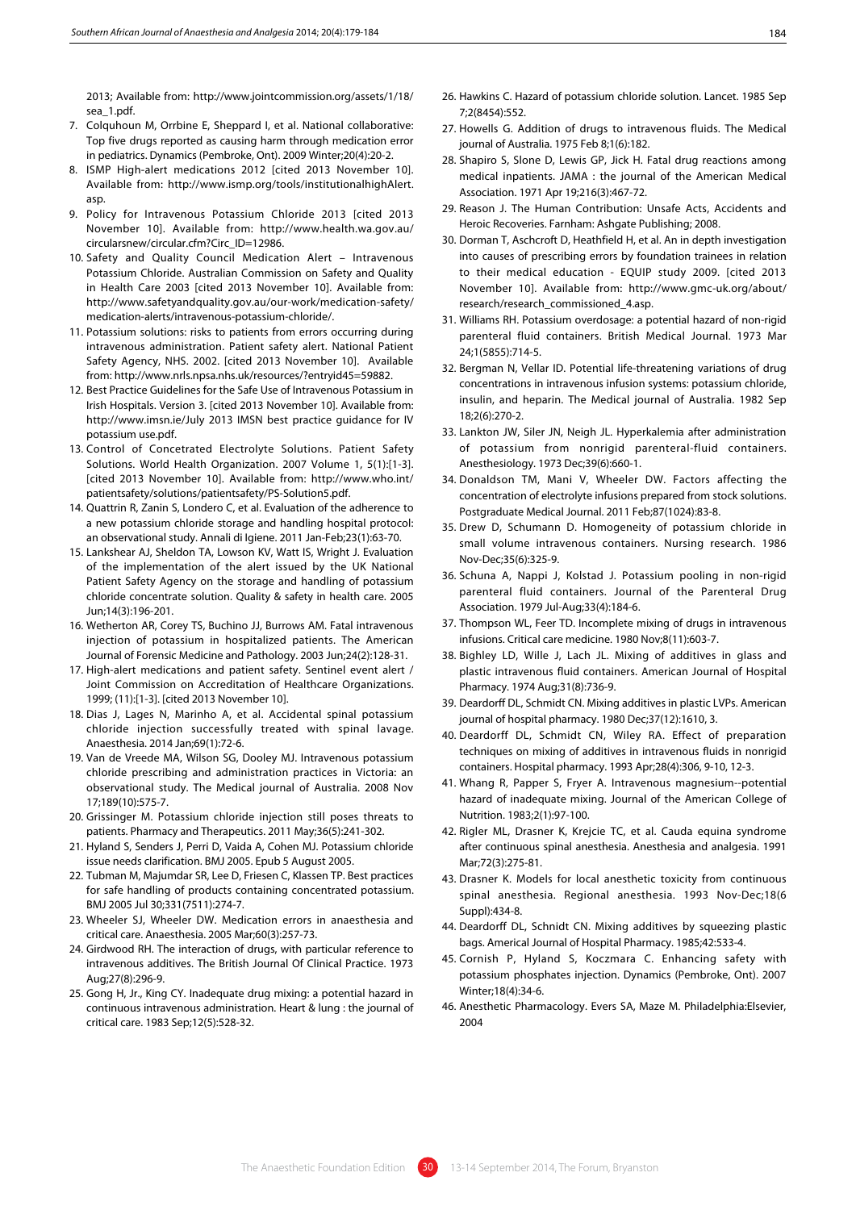2013; Available from: http://www.jointcommission.org/assets/1/18/sea_1.pdf.

7. Colquhoun M, Orrbine E, Sheppard I, et al. National collaborative: Top five drugs reported as causing harm through medication error in pediatrics. Dynamics (Pembroke, Ont). 2009 Winter;20(4):20-2.
8. ISMP High-alert medications 2012 [cited 2013 November 10]. Available from: http://www.ismp.org/tools/institutionalhighAlert.asp.
9. Policy for Intravenous Potassium Chloride 2013 [cited 2013 November 10]. Available from: http://www.health.wa.gov.au/circularsnew/circular.cfm?Circ_ID=12986.
10. Safety and Quality Council Medication Alert – Intravenous Potassium Chloride. Australian Commission on Safety and Quality in Health Care 2003 [cited 2013 November 10]. Available from: http://www.safetyandquality.gov.au/our-work/medication-safety/medication-alerts/intravenous-potassium-chloride/.
11. Potassium solutions: risks to patients from errors occurring during intravenous administration. Patient safety alert. National Patient Safety Agency, NHS. 2002. [cited 2013 November 10]. Available from: http://www.nrls.npsa.nhs.uk/resources/?entryid45=59882.
12. Best Practice Guidelines for the Safe Use of Intravenous Potassium in Irish Hospitals. Version 3. [cited 2013 November 10]. Available from: http://www.imsn.ie/July 2013 IMSN best practice guidance for IV potassium use.pdf.
13. Control of Concetrated Electrolyte Solutions. Patient Safety Solutions. World Health Organization. 2007 Volume 1, 5(1):[1-3]. [cited 2013 November 10]. Available from: http://www.who.int/patientsafety/solutions/patientsafety/PS-Solution5.pdf.
14. Quattrin R, Zanin S, Londero C, et al. Evaluation of the adherence to a new potassium chloride storage and handling hospital protocol: an observational study. Annali di Igiene. 2011 Jan-Feb;23(1):63-70.
15. Lankshear AJ, Sheldon TA, Lowson KV, Watt IS, Wright J. Evaluation of the implementation of the alert issued by the UK National Patient Safety Agency on the storage and handling of potassium chloride concentrate solution. Quality & safety in health care. 2005 Jun;14(3):196-201.
16. Wetherton AR, Corey TS, Buchino JJ, Burrows AM. Fatal intravenous injection of potassium in hospitalized patients. The American Journal of Forensic Medicine and Pathology. 2003 Jun;24(2):128-31.
17. High-alert medications and patient safety. Sentinel event alert / Joint Commission on Accreditation of Healthcare Organizations. 1999; (11):[1-3]. [cited 2013 November 10].
18. Dias J, Lages N, Marinho A, et al. Accidental spinal potassium chloride injection successfully treated with spinal lavage. Anaesthesia. 2014 Jan;69(1):72-6.
19. Van de Vreede MA, Wilson SG, Dooley MJ. Intravenous potassium chloride prescribing and administration practices in Victoria: an observational study. The Medical journal of Australia. 2008 Nov 17;189(10):575-7.
20. Grissinger M. Potassium chloride injection still poses threats to patients. Pharmacy and Therapeutics. 2011 May;36(5):241-302.
21. Hyland S, Senders J, Perri D, Vaida A, Cohen MJ. Potassium chloride issue needs clarification. BMJ 2005. Epub 5 August 2005.
22. Tubman M, Majumdar SR, Lee D, Friesen C, Klassen TP. Best practices for safe handling of products containing concentrated potassium. BMJ 2005 Jul 30;331(7511):274-7.
23. Wheeler SJ, Wheeler DW. Medication errors in anaesthesia and critical care. Anaesthesia. 2005 Mar;60(3):257-73.
24. Girdwood RH. The interaction of drugs, with particular reference to intravenous additives. The British Journal Of Clinical Practice. 1973 Aug;27(8):296-9.
25. Gong H, Jr., King CY. Inadequate drug mixing: a potential hazard in continuous intravenous administration. Heart & lung : the journal of critical care. 1983 Sep;12(5):528-32.
26. Hawkins C. Hazard of potassium chloride solution. Lancet. 1985 Sep 7;2(8454):552.
27. Howells G. Addition of drugs to intravenous fluids. The Medical journal of Australia. 1975 Feb 8;1(6):182.
28. Shapiro S, Slone D, Lewis GP, Jick H. Fatal drug reactions among medical inpatients. JAMA : the journal of the American Medical Association. 1971 Apr 19;216(3):467-72.
29. Reason J. The Human Contribution: Unsafe Acts, Accidents and Heroic Recoveries. Farnham: Ashgate Publishing; 2008.
30. Dorman T, Aschcroft D, Heathfield H, et al. An in depth investigation into causes of prescribing errors by foundation trainees in relation to their medical education - EQUIP study 2009. [cited 2013 November 10]. Available from: http://www.gmc-uk.org/about/research/research_commissioned_4.asp.
31. Williams RH. Potassium overdosage: a potential hazard of non-rigid parenteral fluid containers. British Medical Journal. 1973 Mar 24;1(5855):714-5.
32. Bergman N, Vellar ID. Potential life-threatening variations of drug concentrations in intravenous infusion systems: potassium chloride, insulin, and heparin. The Medical journal of Australia. 1982 Sep 18;2(6):270-2.
33. Lankton JW, Siler JN, Neigh JL. Hyperkalemia after administration of potassium from nonrigid parenteral-fluid containers. Anesthesiology. 1973 Dec;39(6):660-1.
34. Donaldson TM, Mani V, Wheeler DW. Factors affecting the concentration of electrolyte infusions prepared from stock solutions. Postgraduate Medical Journal. 2011 Feb;87(1024):83-8.
35. Drew D, Schumann D. Homogeneity of potassium chloride in small volume intravenous containers. Nursing research. 1986 Nov-Dec;35(6):325-9.
36. Schuna A, Nappi J, Kolstad J. Potassium pooling in non-rigid parenteral fluid containers. Journal of the Parenteral Drug Association. 1979 Jul-Aug;33(4):184-6.
37. Thompson WL, Feer TD. Incomplete mixing of drugs in intravenous infusions. Critical care medicine. 1980 Nov;8(11):603-7.
38. Bighley LD, Wille J, Lach JL. Mixing of additives in glass and plastic intravenous fluid containers. American Journal of Hospital Pharmacy. 1974 Aug;31(8):736-9.
39. Deardorff DL, Schmidt CN. Mixing additives in plastic LVPs. American journal of hospital pharmacy. 1980 Dec;37(12):1610, 3.
40. Deardorff DL, Schmidt CN, Wiley RA. Effect of preparation techniques on mixing of additives in intravenous fluids in nonrigid containers. Hospital pharmacy. 1993 Apr;28(4):306, 9-10, 12-3.
41. Whang R, Papper S, Fryer A. Intravenous magnesium--potential hazard of inadequate mixing. Journal of the American College of Nutrition. 1983;2(1):97-100.
42. Rigler ML, Drasner K, Krejcie TC, et al. Cauda equina syndrome after continuous spinal anesthesia. Anesthesia and analgesia. 1991 Mar;72(3):275-81.
43. Drasner K. Models for local anesthetic toxicity from continuous spinal anesthesia. Regional anesthesia. 1993 Nov-Dec;18(6 Suppl):434-8.
44. Deardorff DL, Schnidt CN. Mixing additives by squeezing plastic bags. Americal Journal of Hospital Pharmacy. 1985;42:533-4.
45. Cornish P, Hyland S, Koczmara C. Enhancing safety with potassium phosphates injection. Dynamics (Pembroke, Ont). 2007 Winter;18(4):34-6.
46. Anesthetic Pharmacology. Evers SA, Maze M. Philadelphia:Elsevier, 2004